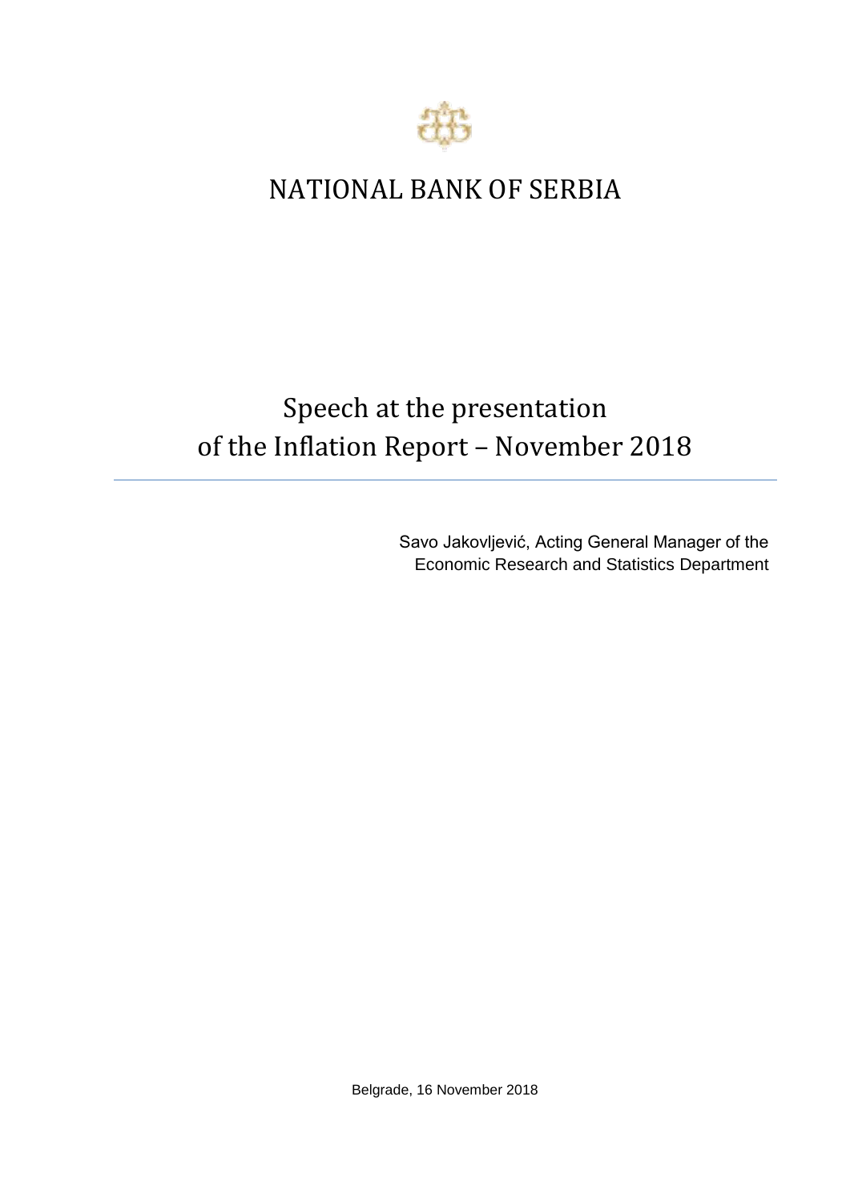# NATIONAL BANK OF SERBIA

## Speech at the presentation of the Inflation Report – November 2018

Savo Jakovljević, Acting General Manager of the Economic Research and Statistics Department

Belgrade, 16 November 2018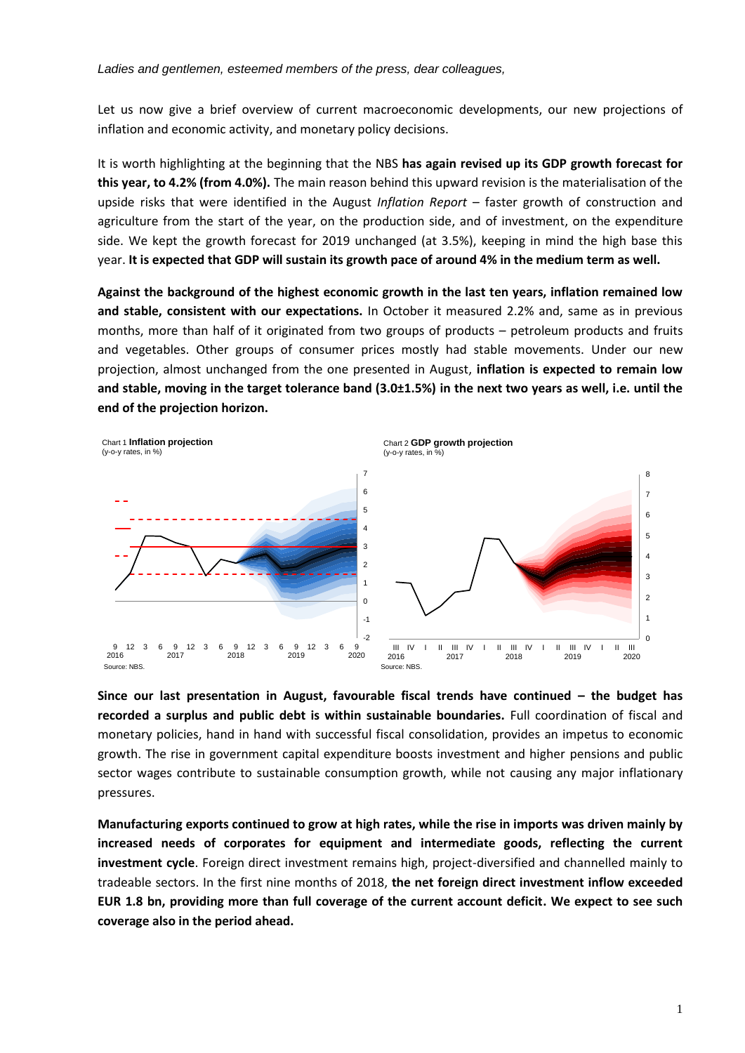*Ladies and gentlemen, esteemed members of the press, dear colleagues,*

Let us now give a brief overview of current macroeconomic developments, our new projections of inflation and economic activity, and monetary policy decisions.

It is worth highlighting at the beginning that the NBS **has again revised up its GDP growth forecast for this year, to 4.2% (from 4.0%).** The main reason behind this upward revision is the materialisation of the upside risks that were identified in the August *Inflation Report* – faster growth of construction and agriculture from the start of the year, on the production side, and of investment, on the expenditure side. We kept the growth forecast for 2019 unchanged (at 3.5%), keeping in mind the high base this year. **It is expected that GDP will sustain its growth pace of around 4% in the medium term as well.**

**Against the background of the highest economic growth in the last ten years, inflation remained low and stable, consistent with our expectations.** In October it measured 2.2% and, same as in previous months, more than half of it originated from two groups of products – petroleum products and fruits and vegetables. Other groups of consumer prices mostly had stable movements. Under our new projection, almost unchanged from the one presented in August, **inflation is expected to remain low and stable, moving in the target tolerance band (3.0±1.5%) in the next two years as well, i.e. until the end of the projection horizon.**

Chart 1 **Inflation projection**
(y-o-y rates, in %)

Source: NBS.

Chart 2 **GDP growth projection**
(y-o-y rates, in %)

Source: NBS.

**Since our last presentation in August, favourable fiscal trends have continued – the budget has recorded a surplus and public debt is within sustainable boundaries.** Full coordination of fiscal and monetary policies, hand in hand with successful fiscal consolidation, provides an impetus to economic growth. The rise in government capital expenditure boosts investment and higher pensions and public sector wages contribute to sustainable consumption growth, while not causing any major inflationary pressures.

**Manufacturing exports continued to grow at high rates, while the rise in imports was driven mainly by increased needs of corporates for equipment and intermediate goods, reflecting the current investment cycle**. Foreign direct investment remains high, project-diversified and channelled mainly to tradeable sectors. In the first nine months of 2018, **the net foreign direct investment inflow exceeded EUR 1.8 bn, providing more than full coverage of the current account deficit. We expect to see such coverage also in the period ahead.**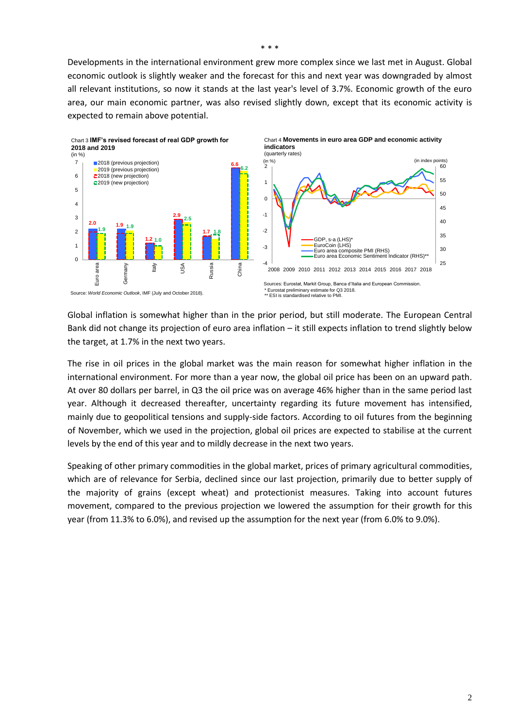\* \* \*

Developments in the international environment grew more complex since we last met in August. Global economic outlook is slightly weaker and the forecast for this and next year was downgraded by almost all relevant institutions, so now it stands at the last year's level of 3.7%. Economic growth of the euro area, our main economic partner, was also revised slightly down, except that its economic activity is expected to remain above potential.

Chart 3 **IMF's revised forecast of real GDP growth for 2018 and 2019**
(in %)

Source: *World Economic Outlook*, IMF (July and October 2018).

Chart 4 **Movements in euro area GDP and economic activity indicators**
(quarterly rates)

Sources: Eurostat, Markit Group, Banca d'Italia and European Commission.
\* Eurostat preliminary estimate for Q3 2018.
\*\* ESI is standardised relative to PMI.

Global inflation is somewhat higher than in the prior period, but still moderate. The European Central Bank did not change its projection of euro area inflation – it still expects inflation to trend slightly below the target, at 1.7% in the next two years.

The rise in oil prices in the global market was the main reason for somewhat higher inflation in the international environment. For more than a year now, the global oil price has been on an upward path. At over 80 dollars per barrel, in Q3 the oil price was on average 46% higher than in the same period last year. Although it decreased thereafter, uncertainty regarding its future movement has intensified, mainly due to geopolitical tensions and supply-side factors. According to oil futures from the beginning of November, which we used in the projection, global oil prices are expected to stabilise at the current levels by the end of this year and to mildly decrease in the next two years.

Speaking of other primary commodities in the global market, prices of primary agricultural commodities, which are of relevance for Serbia, declined since our last projection, primarily due to better supply of the majority of grains (except wheat) and protectionist measures. Taking into account futures movement, compared to the previous projection we lowered the assumption for their growth for this year (from 11.3% to 6.0%), and revised up the assumption for the next year (from 6.0% to 9.0%).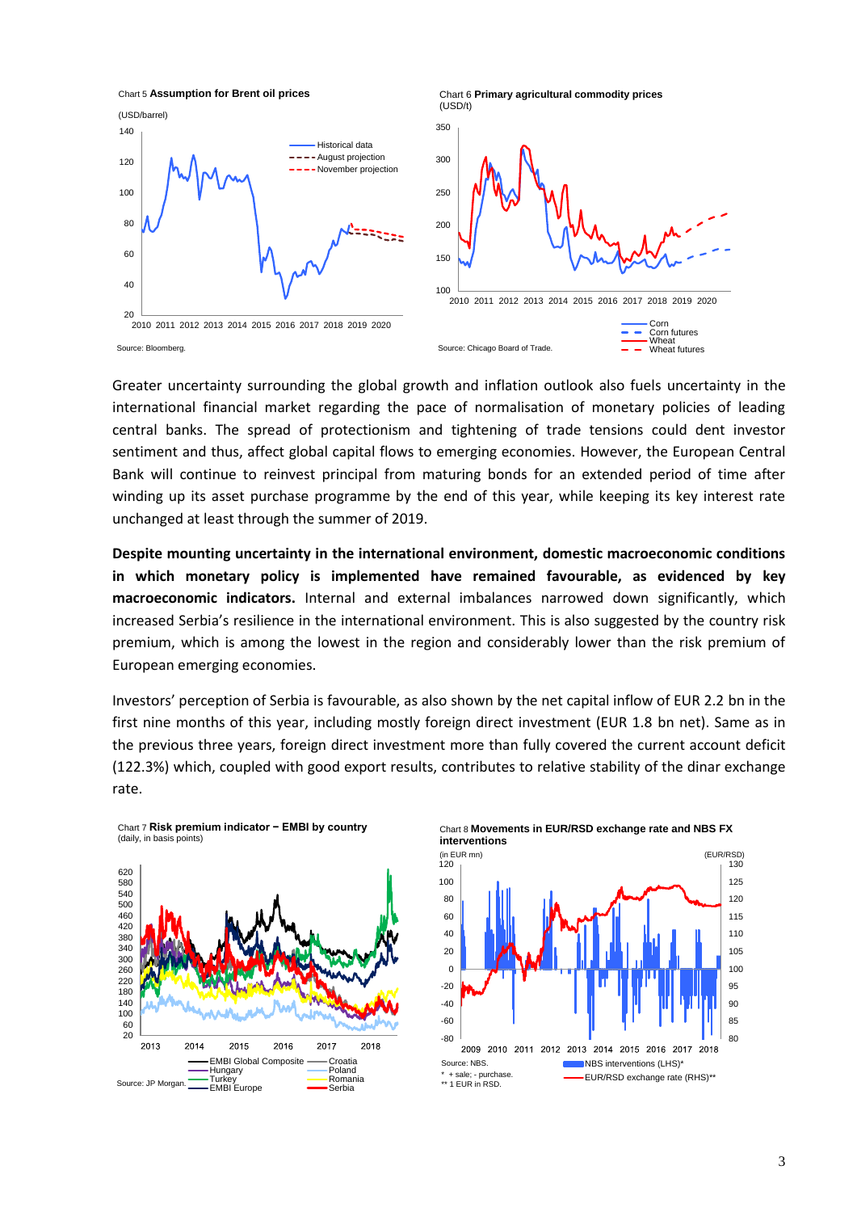Chart 5 **Assumption for Brent oil prices**

(USD/barrel)

Source: Bloomberg.

Chart 6 **Primary agricultural commodity prices**

(USD/t)

Source: Chicago Board of Trade.

Greater uncertainty surrounding the global growth and inflation outlook also fuels uncertainty in the international financial market regarding the pace of normalisation of monetary policies of leading central banks. The spread of protectionism and tightening of trade tensions could dent investor sentiment and thus, affect global capital flows to emerging economies. However, the European Central Bank will continue to reinvest principal from maturing bonds for an extended period of time after winding up its asset purchase programme by the end of this year, while keeping its key interest rate unchanged at least through the summer of 2019.

**Despite mounting uncertainty in the international environment, domestic macroeconomic conditions in which monetary policy is implemented have remained favourable, as evidenced by key macroeconomic indicators.** Internal and external imbalances narrowed down significantly, which increased Serbia's resilience in the international environment. This is also suggested by the country risk premium, which is among the lowest in the region and considerably lower than the risk premium of European emerging economies.

Investors' perception of Serbia is favourable, as also shown by the net capital inflow of EUR 2.2 bn in the first nine months of this year, including mostly foreign direct investment (EUR 1.8 bn net). Same as in the previous three years, foreign direct investment more than fully covered the current account deficit (122.3%) which, coupled with good export results, contributes to relative stability of the dinar exchange rate.

Chart 7 **Risk premium indicator – EMBI by country**

(daily, in basis points)

Source: JP Morgan.

Chart 8 **Movements in EUR/RSD exchange rate and NBS FX interventions**

(in EUR mn) (EUR/RSD)

Source: NBS.

\* + sale; - purchase.

\*\* 1 EUR in RSD.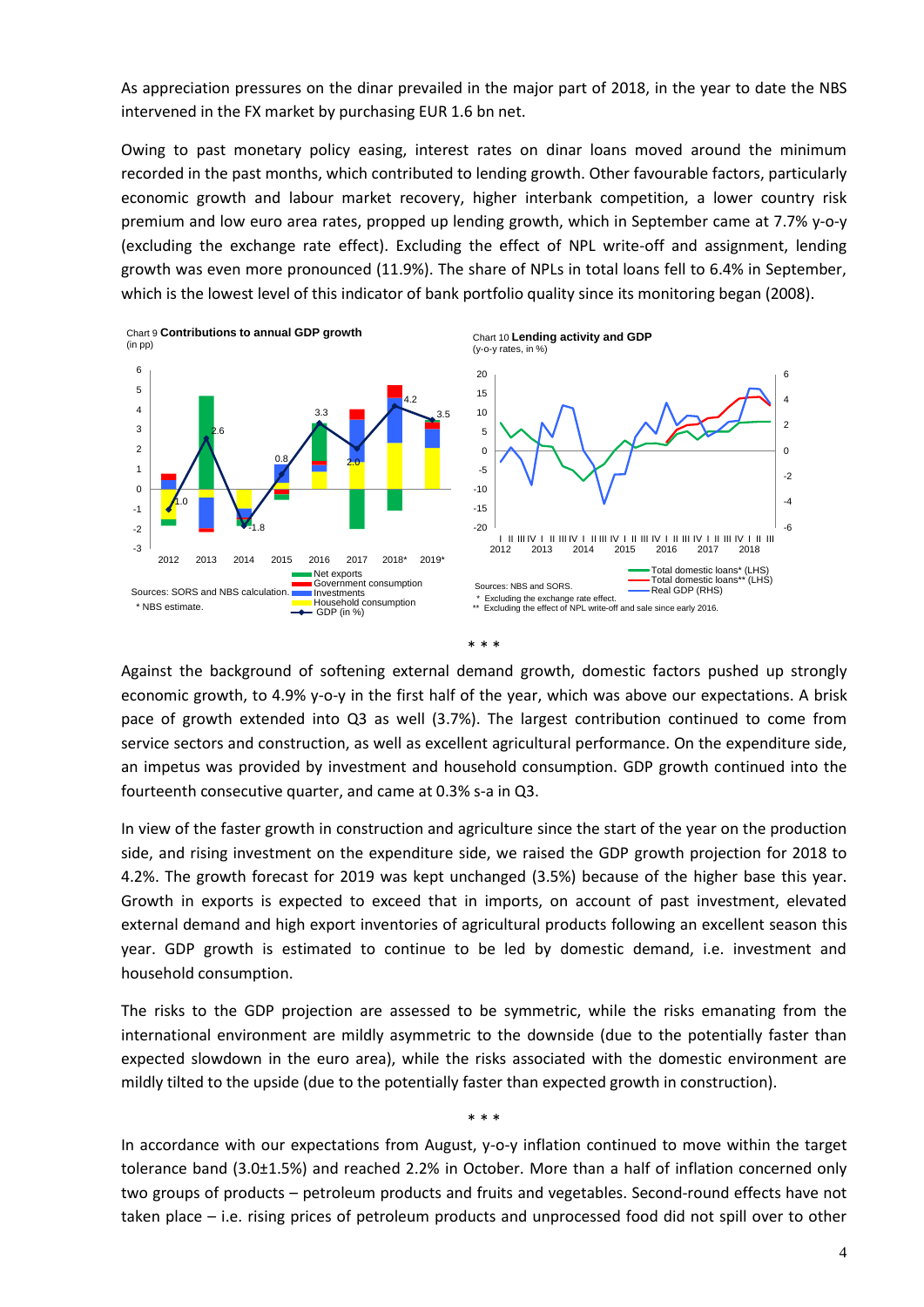As appreciation pressures on the dinar prevailed in the major part of 2018, in the year to date the NBS intervened in the FX market by purchasing EUR 1.6 bn net.

Owing to past monetary policy easing, interest rates on dinar loans moved around the minimum recorded in the past months, which contributed to lending growth. Other favourable factors, particularly economic growth and labour market recovery, higher interbank competition, a lower country risk premium and low euro area rates, propped up lending growth, which in September came at 7.7% y-o-y (excluding the exchange rate effect). Excluding the effect of NPL write-off and assignment, lending growth was even more pronounced (11.9%). The share of NPLs in total loans fell to 6.4% in September, which is the lowest level of this indicator of bank portfolio quality since its monitoring began (2008).

Chart 9 **Contributions to annual GDP growth**
(in pp)

Sources: SORS and NBS calculation.
\* NBS estimate.

Chart 10 **Lending activity and GDP**
(y-o-y rates, in %)

Sources: NBS and SORS.
\* Excluding the exchange rate effect.
\*\* Excluding the effect of NPL write-off and sale since early 2016.

\* \* \*

Against the background of softening external demand growth, domestic factors pushed up strongly economic growth, to 4.9% y-o-y in the first half of the year, which was above our expectations. A brisk pace of growth extended into Q3 as well (3.7%). The largest contribution continued to come from service sectors and construction, as well as excellent agricultural performance. On the expenditure side, an impetus was provided by investment and household consumption. GDP growth continued into the fourteenth consecutive quarter, and came at 0.3% s-a in Q3.

In view of the faster growth in construction and agriculture since the start of the year on the production side, and rising investment on the expenditure side, we raised the GDP growth projection for 2018 to 4.2%. The growth forecast for 2019 was kept unchanged (3.5%) because of the higher base this year. Growth in exports is expected to exceed that in imports, on account of past investment, elevated external demand and high export inventories of agricultural products following an excellent season this year. GDP growth is estimated to continue to be led by domestic demand, i.e. investment and household consumption.

The risks to the GDP projection are assessed to be symmetric, while the risks emanating from the international environment are mildly asymmetric to the downside (due to the potentially faster than expected slowdown in the euro area), while the risks associated with the domestic environment are mildly tilted to the upside (due to the potentially faster than expected growth in construction).

\* \* \*

In accordance with our expectations from August, y-o-y inflation continued to move within the target tolerance band (3.0±1.5%) and reached 2.2% in October. More than a half of inflation concerned only two groups of products – petroleum products and fruits and vegetables. Second-round effects have not taken place – i.e. rising prices of petroleum products and unprocessed food did not spill over to other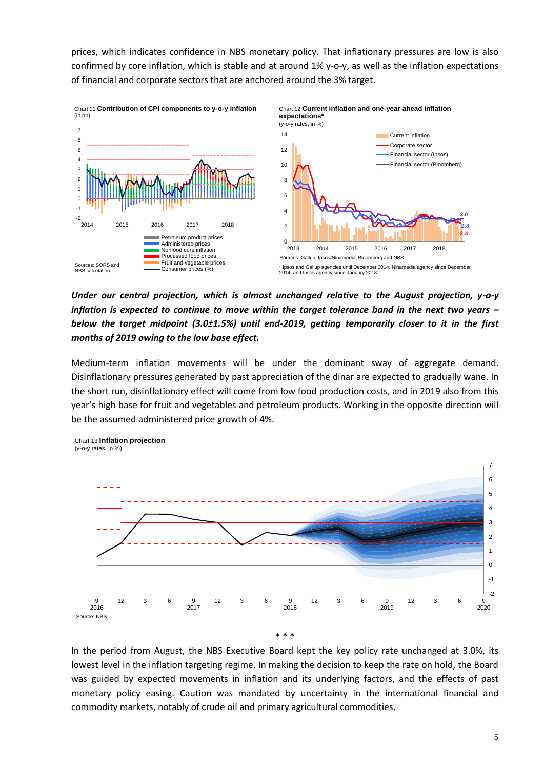prices, which indicates confidence in NBS monetary policy. That inflationary pressures are low is also confirmed by core inflation, which is stable and at around 1% y-o-y, as well as the inflation expectations of financial and corporate sectors that are anchored around the 3% target.

Chart 11 **Contribution of CPI components to y-o-y inflation**
(in pp)

Sources: SORS and NBS calculation.

Chart 12 **Current inflation and one-year ahead inflation expectations***
(y-o-y rates, in %)

Sources: Gallup, Ipsos/Ninamedia, Bloomberg and NBS.

\* Ipsos and Gallup agencies until December 2014, Ninamedia agency since December 2014, and Ipsos agency since January 2018.

***Under our central projection, which is almost unchanged relative to the August projection, y-o-y inflation is expected to continue to move within the target tolerance band in the next two years – below the target midpoint (3.0±1.5%) until end-2019, getting temporarily closer to it in the first months of 2019 owing to the low base effect.***

Medium-term inflation movements will be under the dominant sway of aggregate demand. Disinflationary pressures generated by past appreciation of the dinar are expected to gradually wane. In the short run, disinflationary effect will come from low food production costs, and in 2019 also from this year's high base for fruit and vegetables and petroleum products. Working in the opposite direction will be the assumed administered price growth of 4%.

Chart 13 **Inflation projection**
(y-o-y rates, in %)

Source: NBS.

\* \* \*

In the period from August, the NBS Executive Board kept the key policy rate unchanged at 3.0%, its lowest level in the inflation targeting regime. In making the decision to keep the rate on hold, the Board was guided by expected movements in inflation and its underlying factors, and the effects of past monetary policy easing. Caution was mandated by uncertainty in the international financial and commodity markets, notably of crude oil and primary agricultural commodities.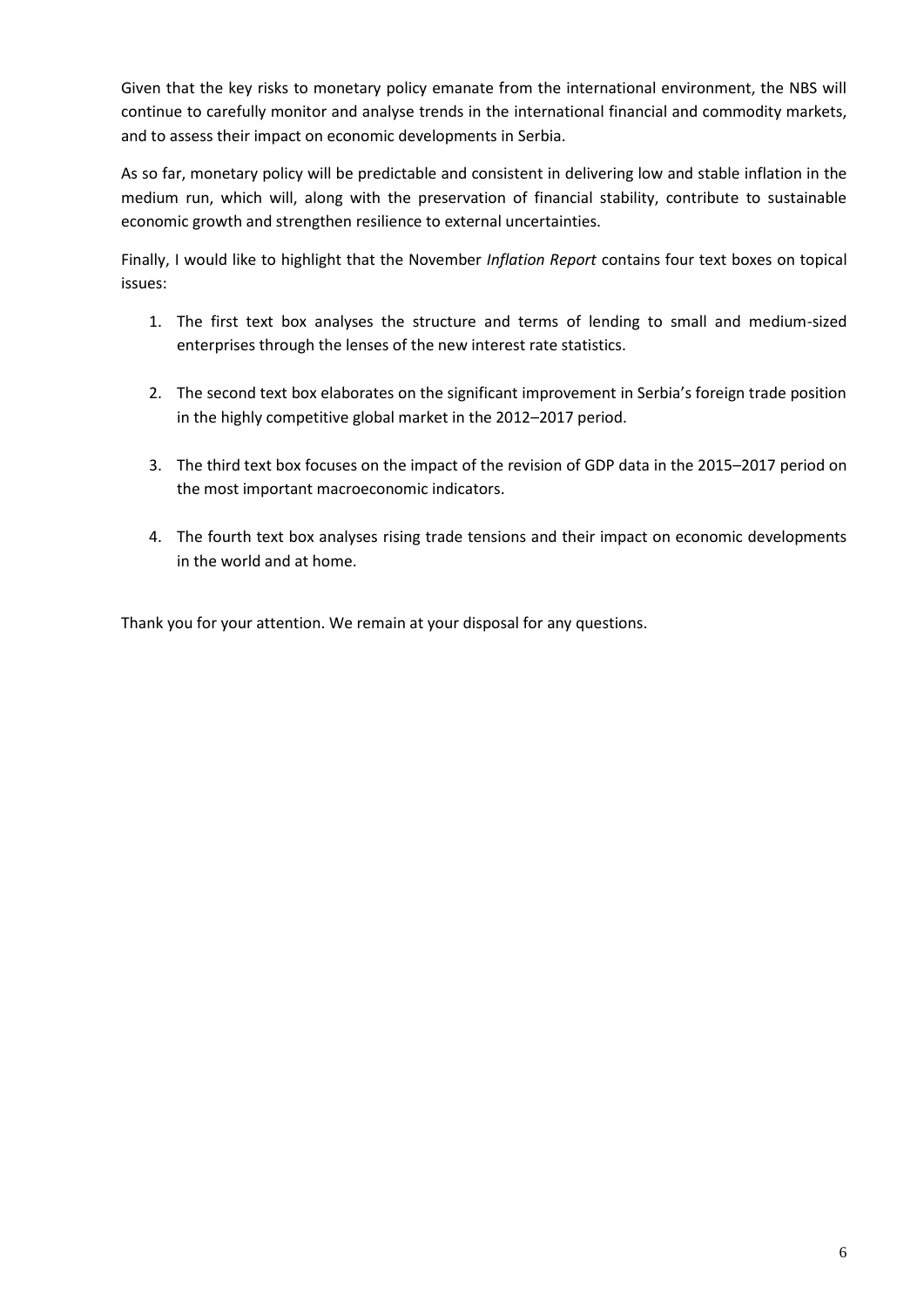Given that the key risks to monetary policy emanate from the international environment, the NBS will continue to carefully monitor and analyse trends in the international financial and commodity markets, and to assess their impact on economic developments in Serbia.

As so far, monetary policy will be predictable and consistent in delivering low and stable inflation in the medium run, which will, along with the preservation of financial stability, contribute to sustainable economic growth and strengthen resilience to external uncertainties.

Finally, I would like to highlight that the November *Inflation Report* contains four text boxes on topical issues:

1. The first text box analyses the structure and terms of lending to small and medium-sized enterprises through the lenses of the new interest rate statistics.

2. The second text box elaborates on the significant improvement in Serbia's foreign trade position in the highly competitive global market in the 2012–2017 period.

3. The third text box focuses on the impact of the revision of GDP data in the 2015–2017 period on the most important macroeconomic indicators.

4. The fourth text box analyses rising trade tensions and their impact on economic developments in the world and at home.

Thank you for your attention. We remain at your disposal for any questions.